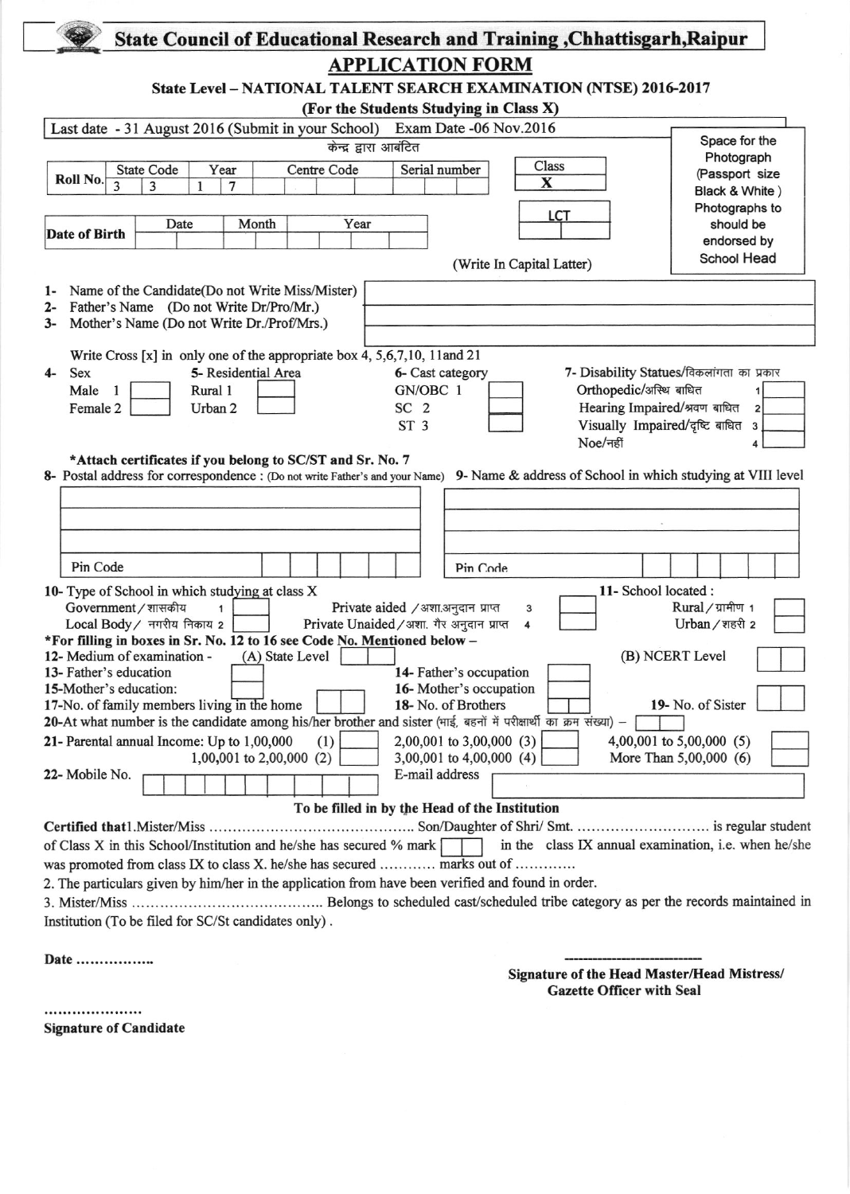# State Council of Educational Research and Training ,Chhattisgarh,Raipur

## APPLICATION FORM

### State Level – NATIONAL TALENT SEARCH EXAMINATION (NTSE) 2016-2017

**(For the Students Studying in Class X)**

Last date - 31 August 2016 (Submit in your School) Exam Date -06 Nov.2016

केन्द्र द्वारा आबंटित

| Roll No. | State Code | | Year | | Centre Code | | | | | Serial number | | | |
|---|---|---|---|---|---|---|---|---|---|---|---|---|---|
| | 3 | 3 | 1 | 7 | | | | | | | | | |

| Class |
|---|
| X |

| Date of Birth | Date | | Month | | Year | | | |
|---|---|---|---|---|---|---|---|---|
| | | | | | | | | |

| LCT | |
|---|---|
| | |

Space for the Photograph (Passport size Black & White ) Photographs to should be endorsed by School Head

(Write In Capital Latter)

1- Name of the Candidate(Do not Write Miss/Mister)
2- Father's Name (Do not Write Dr/Pro/Mr.)
3- Mother's Name (Do not Write Dr./Prof/Mrs.)

Write Cross [x] in only one of the appropriate box 4, 5,6,7,10, 11and 21

4- Sex
- Male 1 [ ]
- Female 2 [ ]

5- Residential Area
- Rural 1 [ ]
- Urban 2 [ ]

6- Cast category
- GN/OBC 1 [ ]
- SC 2 [ ]
- ST 3 [ ]

7- Disability Statues/विकलांगता का प्रकार
- Orthopedic/अस्थि बाधित 1 [ ]
- Hearing Impaired/श्रवण बाधित 2 [ ]
- Visually Impaired/दृष्टि बाधित 3 [ ]
- Noe/नहीं 4 [ ]

***Attach certificates if you belong to SC/ST and Sr. No. 7**

8- Postal address for correspondence : (Do not write Father's and your Name)

Pin Code

9- Name & address of School in which studying at VIII level

Pin Code

10- Type of School in which studying at class X
- Government/शासकीय 1 [ ]
- Local Body/ नगरीय निकाय 2 [ ]
- Private aided /अशा.अनुदान प्राप्त 3 [ ]
- Private Unaided/अशा. गैर अनुदान प्राप्त 4 [ ]

11- School located :
- Rural/ग्रामीण 1 [ ]
- Urban/शहरी 2 [ ]

***For filling in boxes in Sr. No. 12 to 16 see Code No. Mentioned below –**

12- Medium of examination - (A) State Level [ ] (B) NCERT Level [ ]

13- Father's education [ ]

14- Father's occupation [ ]

15-Mother's education: [ ]

16- Mother's occupation [ ]

17-No. of family members living in the home [ ]

18- No. of Brothers [ ]

19- No. of Sister [ ]

20-At what number is the candidate among his/her brother and sister (भाई, बहनों में परीक्षार्थी का क्रम संख्या) – [ ]

21- Parental annual Income:
- Up to 1,00,000 (1) [ ]
- 1,00,001 to 2,00,000 (2) [ ]
- 2,00,001 to 3,00,000 (3) [ ]
- 3,00,001 to 4,00,000 (4) [ ]
- 4,00,001 to 5,00,000 (5) [ ]
- More Than 5,00,000 (6) [ ]

22- Mobile No. [ ] E-mail address [ ]

### To be filled in by the Head of the Institution

**Certified that**1.Mister/Miss ........................................... Son/Daughter of Shri/ Smt. ............................ is regular student of Class X in this School/Institution and he/she has secured % mark [ ] in the class IX annual examination, i.e. when he/she was promoted from class IX to class X. he/she has secured ............ marks out of .............

2. The particulars given by him/her in the application from have been verified and found in order.

3. Mister/Miss ........................................ Belongs to scheduled cast/scheduled tribe category as per the records maintained in Institution (To be filed for SC/St candidates only) .

**Date ................**

**Signature of the Head Master/Head Mistress/ Gazette Officer with Seal**

.....................

**Signature of Candidate**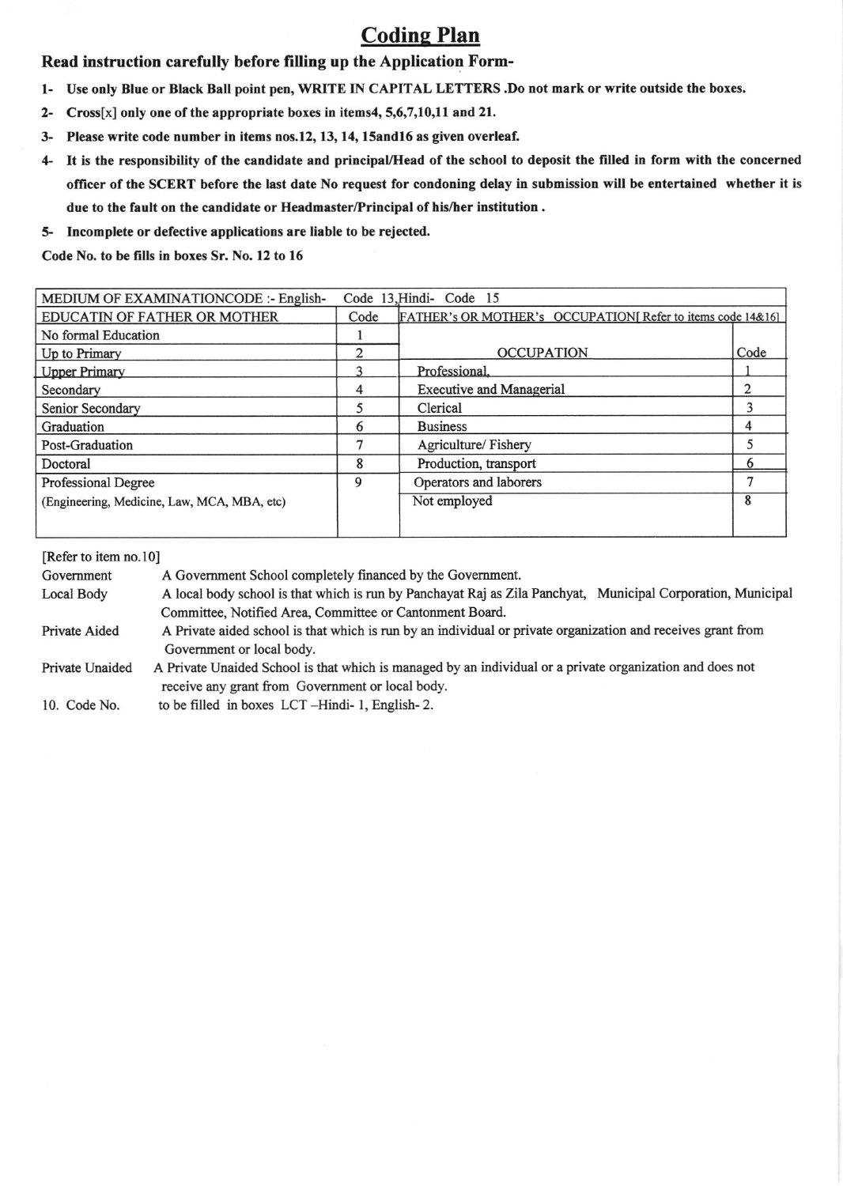# Coding Plan

**Read instruction carefully before filling up the Application Form-**

1- **Use only Blue or Black Ball point pen, WRITE IN CAPITAL LETTERS .Do not mark or write outside the boxes.**

2- **Cross[x] only one of the appropriate boxes in items4, 5,6,7,10,11 and 21.**

3- **Please write code number in items nos.12, 13, 14, 15and16 as given overleaf.**

4- **It is the responsibility of the candidate and principal/Head of the school to deposit the filled in form with the concerned officer of the SCERT before the last date No request for condoning delay in submission will be entertained whether it is due to the fault on the candidate or Headmaster/Principal of his/her institution .**

5- **Incomplete or defective applications are liable to be rejected.**

**Code No. to be fills in boxes Sr. No. 12 to 16**

| MEDIUM OF EXAMINATIONCODE :- English- | Code 13,Hindi- Code 15 | | |
|---|---|---|---|
| EDUCATIN OF FATHER OR MOTHER | Code | FATHER's OR MOTHER's OCCUPATION[ Refer to items code 14&16] | |
| No formal Education | 1 | | |
| Up to Primary | 2 | OCCUPATION | Code |
| Upper Primary | 3 | Professional, | 1 |
| Secondary | 4 | Executive and Managerial | 2 |
| Senior Secondary | 5 | Clerical | 3 |
| Graduation | 6 | Business | 4 |
| Post-Graduation | 7 | Agriculture/ Fishery | 5 |
| Doctoral | 8 | Production, transport | 6 |
| Professional Degree (Engineering, Medicine, Law, MCA, MBA, etc) | 9 | Operators and laborers | 7 |
| | | Not employed | 8 |

[Refer to item no.10]

Government — A Government School completely financed by the Government.

Local Body — A local body school is that which is run by Panchayat Raj as Zila Panchyat, Municipal Corporation, Municipal Committee, Notified Area, Committee or Cantonment Board.

Private Aided — A Private aided school is that which is run by an individual or private organization and receives grant from Government or local body.

Private Unaided — A Private Unaided School is that which is managed by an individual or a private organization and does not receive any grant from Government or local body.

10. Code No. — to be filled in boxes LCT –Hindi- 1, English- 2.